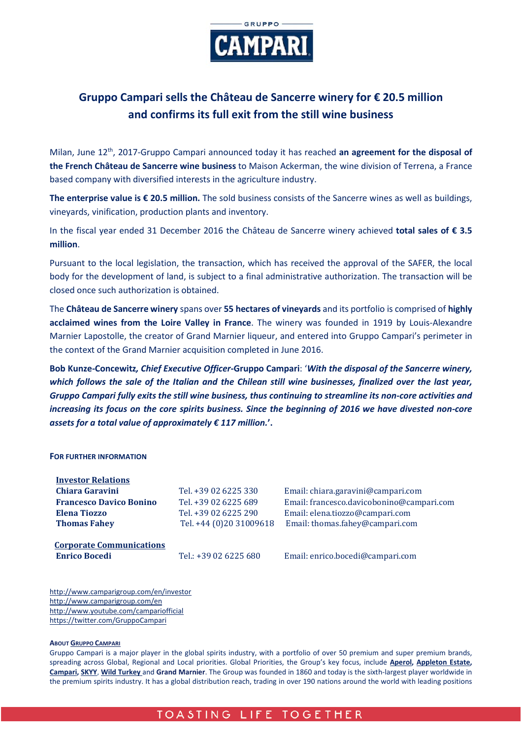GRUPPO

CAMPARI

# Gruppo Campari sells the Château de Sancerre winery for € 20.5 million and confirms its full exit from the still wine business

Milan, June 12th, 2017-Gruppo Campari announced today it has reached **an agreement for the disposal of the French Château de Sancerre wine business** to Maison Ackerman, the wine division of Terrena, a France based company with diversified interests in the agriculture industry.

**The enterprise value is € 20.5 million.** The sold business consists of the Sancerre wines as well as buildings, vineyards, vinification, production plants and inventory.

In the fiscal year ended 31 December 2016 the Château de Sancerre winery achieved **total sales of € 3.5 million**.

Pursuant to the local legislation, the transaction, which has received the approval of the SAFER, the local body for the development of land, is subject to a final administrative authorization. The transaction will be closed once such authorization is obtained.

The **Château de Sancerre winery** spans over **55 hectares of vineyards** and its portfolio is comprised of **highly acclaimed wines from the Loire Valley in France**. The winery was founded in 1919 by Louis-Alexandre Marnier Lapostolle, the creator of Grand Marnier liqueur, and entered into Gruppo Campari's perimeter in the context of the Grand Marnier acquisition completed in June 2016.

**Bob Kunze-Concewitz, *Chief Executive Officer*-Gruppo Campari**: '***With the disposal of the Sancerre winery, which follows the sale of the Italian and the Chilean still wine businesses, finalized over the last year, Gruppo Campari fully exits the still wine business, thus continuing to streamline its non-core activities and increasing its focus on the core spirits business. Since the beginning of 2016 we have divested non-core assets for a total value of approximately € 117 million.***'.

**FOR FURTHER INFORMATION**

| **Investor Relations** | | |
|---|---|---|
| **Chiara Garavini** | Tel. +39 02 6225 330 | Email: chiara.garavini@campari.com |
| **Francesco Davico Bonino** | Tel. +39 02 6225 689 | Email: francesco.davicobonino@campari.com |
| **Elena Tiozzo** | Tel. +39 02 6225 290 | Email: elena.tiozzo@campari.com |
| **Thomas Fahey** | Tel. +44 (0)20 31009618 | Email: thomas.fahey@campari.com |
| **Corporate Communications** | | |
| **Enrico Bocedi** | Tel.: +39 02 6225 680 | Email: enrico.bocedi@campari.com |

http://www.camparigroup.com/en/investor
http://www.camparigroup.com/en
http://www.youtube.com/campariofficial
https://twitter.com/GruppoCampari

**ABOUT GRUPPO CAMPARI**

Gruppo Campari is a major player in the global spirits industry, with a portfolio of over 50 premium and super premium brands, spreading across Global, Regional and Local priorities. Global Priorities, the Group's key focus, include **Aperol**, **Appleton Estate**, **Campari**, **SKYY**, **Wild Turkey** and **Grand Marnier**. The Group was founded in 1860 and today is the sixth-largest player worldwide in the premium spirits industry. It has a global distribution reach, trading in over 190 nations around the world with leading positions

TOASTING LIFE TOGETHER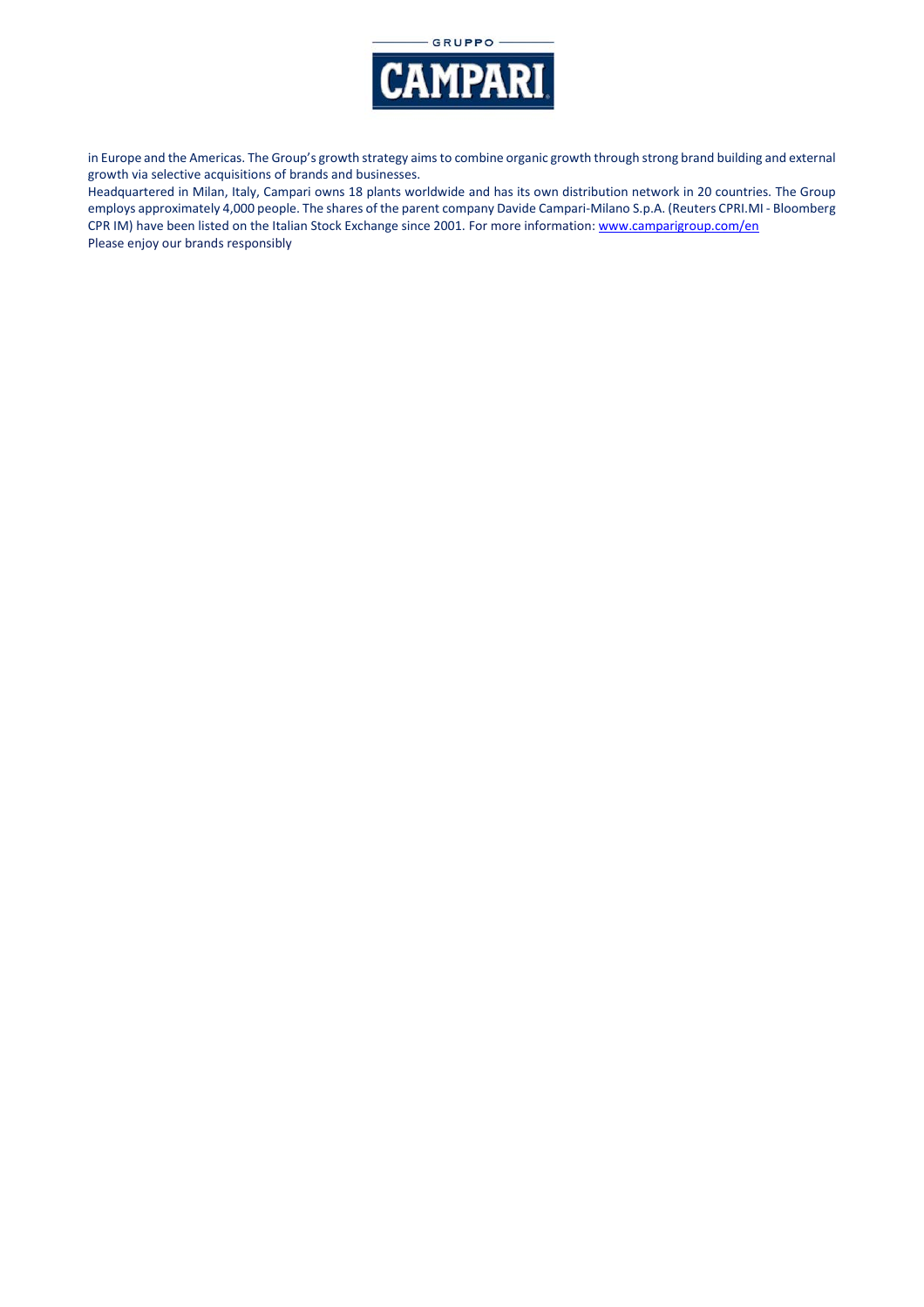in Europe and the Americas. The Group's growth strategy aims to combine organic growth through strong brand building and external growth via selective acquisitions of brands and businesses.

Headquartered in Milan, Italy, Campari owns 18 plants worldwide and has its own distribution network in 20 countries. The Group employs approximately 4,000 people. The shares of the parent company Davide Campari-Milano S.p.A. (Reuters CPRI.MI - Bloomberg CPR IM) have been listed on the Italian Stock Exchange since 2001. For more information: [www.camparigroup.com/en](http://www.camparigroup.com/en)

Please enjoy our brands responsibly